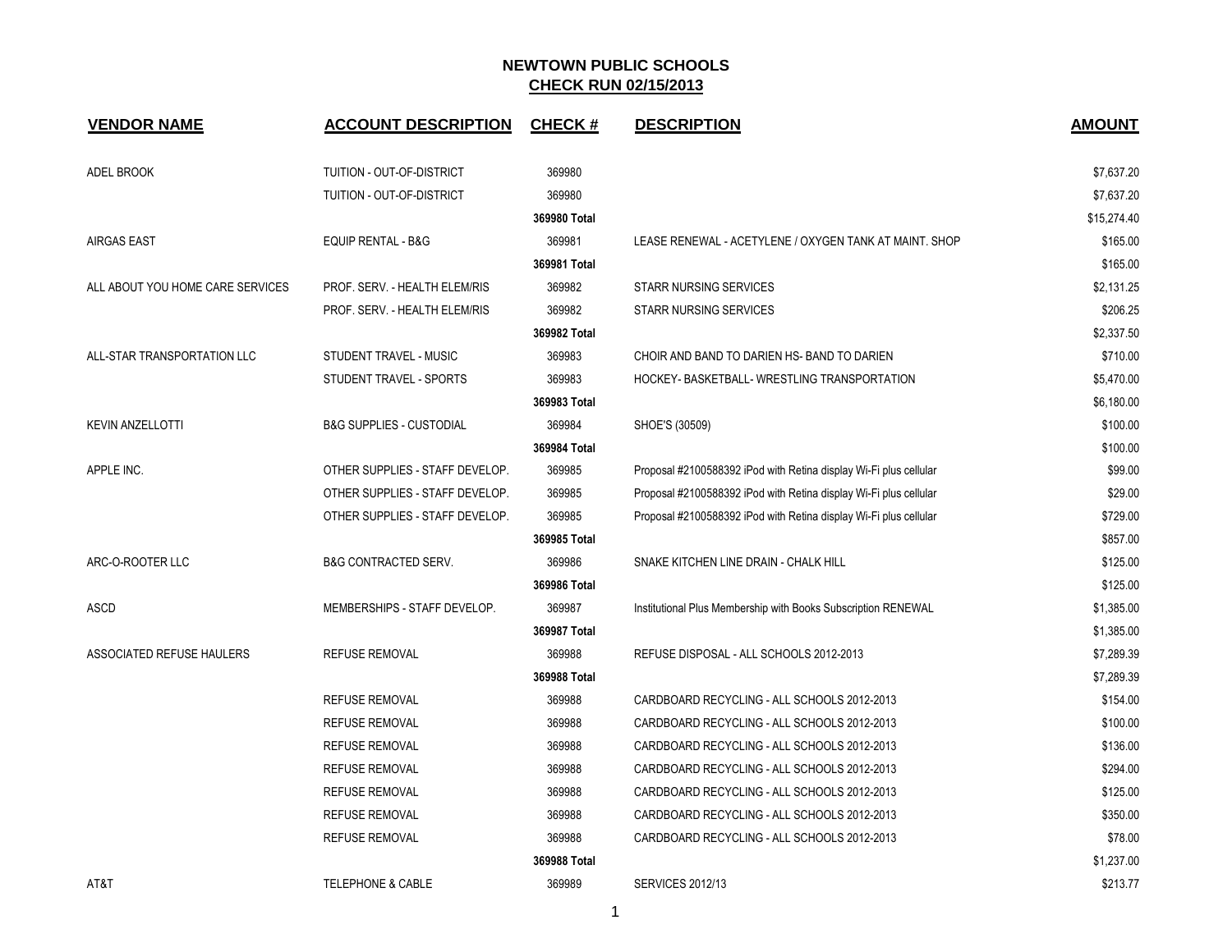# NEWTOWN PUBLIC SCHOOLS

## CHECK RUN 02/15/2013

| VENDOR NAME | ACCOUNT DESCRIPTION | CHECK # | DESCRIPTION | AMOUNT |
|---|---|---|---|---|
| ADEL BROOK | TUITION - OUT-OF-DISTRICT | 369980 | | $7,637.20 |
| | TUITION - OUT-OF-DISTRICT | 369980 | | $7,637.20 |
| | | 369980 Total | | $15,274.40 |
| AIRGAS EAST | EQUIP RENTAL - B&G | 369981 | LEASE RENEWAL - ACETYLENE / OXYGEN TANK AT MAINT. SHOP | $165.00 |
| | | 369981 Total | | $165.00 |
| ALL ABOUT YOU HOME CARE SERVICES | PROF. SERV. - HEALTH ELEM/RIS | 369982 | STARR NURSING SERVICES | $2,131.25 |
| | PROF. SERV. - HEALTH ELEM/RIS | 369982 | STARR NURSING SERVICES | $206.25 |
| | | 369982 Total | | $2,337.50 |
| ALL-STAR TRANSPORTATION LLC | STUDENT TRAVEL - MUSIC | 369983 | CHOIR AND BAND TO DARIEN HS- BAND TO DARIEN | $710.00 |
| | STUDENT TRAVEL - SPORTS | 369983 | HOCKEY- BASKETBALL- WRESTLING TRANSPORTATION | $5,470.00 |
| | | 369983 Total | | $6,180.00 |
| KEVIN ANZELLOTTI | B&G SUPPLIES - CUSTODIAL | 369984 | SHOE'S (30509) | $100.00 |
| | | 369984 Total | | $100.00 |
| APPLE INC. | OTHER SUPPLIES - STAFF DEVELOP. | 369985 | Proposal #2100588392 iPod with Retina display Wi-Fi plus cellular | $99.00 |
| | OTHER SUPPLIES - STAFF DEVELOP. | 369985 | Proposal #2100588392 iPod with Retina display Wi-Fi plus cellular | $29.00 |
| | OTHER SUPPLIES - STAFF DEVELOP. | 369985 | Proposal #2100588392 iPod with Retina display Wi-Fi plus cellular | $729.00 |
| | | 369985 Total | | $857.00 |
| ARC-O-ROOTER LLC | B&G CONTRACTED SERV. | 369986 | SNAKE KITCHEN LINE DRAIN - CHALK HILL | $125.00 |
| | | 369986 Total | | $125.00 |
| ASCD | MEMBERSHIPS - STAFF DEVELOP. | 369987 | Institutional Plus Membership with Books Subscription RENEWAL | $1,385.00 |
| | | 369987 Total | | $1,385.00 |
| ASSOCIATED REFUSE HAULERS | REFUSE REMOVAL | 369988 | REFUSE DISPOSAL - ALL SCHOOLS 2012-2013 | $7,289.39 |
| | | 369988 Total | | $7,289.39 |
| | REFUSE REMOVAL | 369988 | CARDBOARD RECYCLING - ALL SCHOOLS 2012-2013 | $154.00 |
| | REFUSE REMOVAL | 369988 | CARDBOARD RECYCLING - ALL SCHOOLS 2012-2013 | $100.00 |
| | REFUSE REMOVAL | 369988 | CARDBOARD RECYCLING - ALL SCHOOLS 2012-2013 | $136.00 |
| | REFUSE REMOVAL | 369988 | CARDBOARD RECYCLING - ALL SCHOOLS 2012-2013 | $294.00 |
| | REFUSE REMOVAL | 369988 | CARDBOARD RECYCLING - ALL SCHOOLS 2012-2013 | $125.00 |
| | REFUSE REMOVAL | 369988 | CARDBOARD RECYCLING - ALL SCHOOLS 2012-2013 | $350.00 |
| | REFUSE REMOVAL | 369988 | CARDBOARD RECYCLING - ALL SCHOOLS 2012-2013 | $78.00 |
| | | 369988 Total | | $1,237.00 |
| AT&T | TELEPHONE & CABLE | 369989 | SERVICES 2012/13 | $213.77 |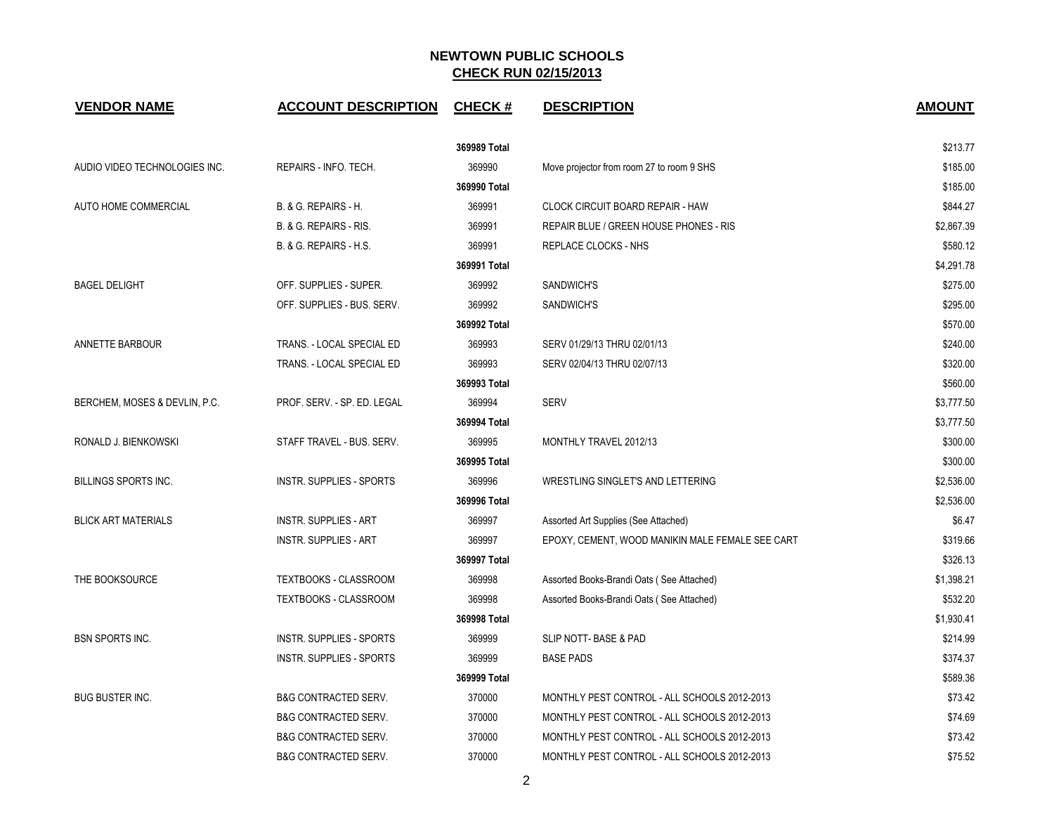# NEWTOWN PUBLIC SCHOOLS

## CHECK RUN 02/15/2013

| VENDOR NAME | ACCOUNT DESCRIPTION | CHECK # | DESCRIPTION | AMOUNT |
|---|---|---|---|---|
| | | 369989 Total | | $213.77 |
| AUDIO VIDEO TECHNOLOGIES INC. | REPAIRS - INFO. TECH. | 369990 | Move projector from room 27 to room 9 SHS | $185.00 |
| | | 369990 Total | | $185.00 |
| AUTO HOME COMMERCIAL | B. & G. REPAIRS - H. | 369991 | CLOCK CIRCUIT BOARD REPAIR - HAW | $844.27 |
| | B. & G. REPAIRS - RIS. | 369991 | REPAIR BLUE / GREEN HOUSE PHONES - RIS | $2,867.39 |
| | B. & G. REPAIRS - H.S. | 369991 | REPLACE CLOCKS - NHS | $580.12 |
| | | 369991 Total | | $4,291.78 |
| BAGEL DELIGHT | OFF. SUPPLIES - SUPER. | 369992 | SANDWICH'S | $275.00 |
| | OFF. SUPPLIES - BUS. SERV. | 369992 | SANDWICH'S | $295.00 |
| | | 369992 Total | | $570.00 |
| ANNETTE BARBOUR | TRANS. - LOCAL SPECIAL ED | 369993 | SERV 01/29/13 THRU 02/01/13 | $240.00 |
| | TRANS. - LOCAL SPECIAL ED | 369993 | SERV 02/04/13 THRU 02/07/13 | $320.00 |
| | | 369993 Total | | $560.00 |
| BERCHEM, MOSES & DEVLIN, P.C. | PROF. SERV. - SP. ED. LEGAL | 369994 | SERV | $3,777.50 |
| | | 369994 Total | | $3,777.50 |
| RONALD J. BIENKOWSKI | STAFF TRAVEL - BUS. SERV. | 369995 | MONTHLY TRAVEL 2012/13 | $300.00 |
| | | 369995 Total | | $300.00 |
| BILLINGS SPORTS INC. | INSTR. SUPPLIES - SPORTS | 369996 | WRESTLING SINGLET'S AND LETTERING | $2,536.00 |
| | | 369996 Total | | $2,536.00 |
| BLICK ART MATERIALS | INSTR. SUPPLIES - ART | 369997 | Assorted Art Supplies (See Attached) | $6.47 |
| | INSTR. SUPPLIES - ART | 369997 | EPOXY, CEMENT, WOOD MANIKIN MALE FEMALE SEE CART | $319.66 |
| | | 369997 Total | | $326.13 |
| THE BOOKSOURCE | TEXTBOOKS - CLASSROOM | 369998 | Assorted Books-Brandi Oats ( See Attached) | $1,398.21 |
| | TEXTBOOKS - CLASSROOM | 369998 | Assorted Books-Brandi Oats ( See Attached) | $532.20 |
| | | 369998 Total | | $1,930.41 |
| BSN SPORTS INC. | INSTR. SUPPLIES - SPORTS | 369999 | SLIP NOTT- BASE & PAD | $214.99 |
| | INSTR. SUPPLIES - SPORTS | 369999 | BASE PADS | $374.37 |
| | | 369999 Total | | $589.36 |
| BUG BUSTER INC. | B&G CONTRACTED SERV. | 370000 | MONTHLY PEST CONTROL - ALL SCHOOLS 2012-2013 | $73.42 |
| | B&G CONTRACTED SERV. | 370000 | MONTHLY PEST CONTROL - ALL SCHOOLS 2012-2013 | $74.69 |
| | B&G CONTRACTED SERV. | 370000 | MONTHLY PEST CONTROL - ALL SCHOOLS 2012-2013 | $73.42 |
| | B&G CONTRACTED SERV. | 370000 | MONTHLY PEST CONTROL - ALL SCHOOLS 2012-2013 | $75.52 |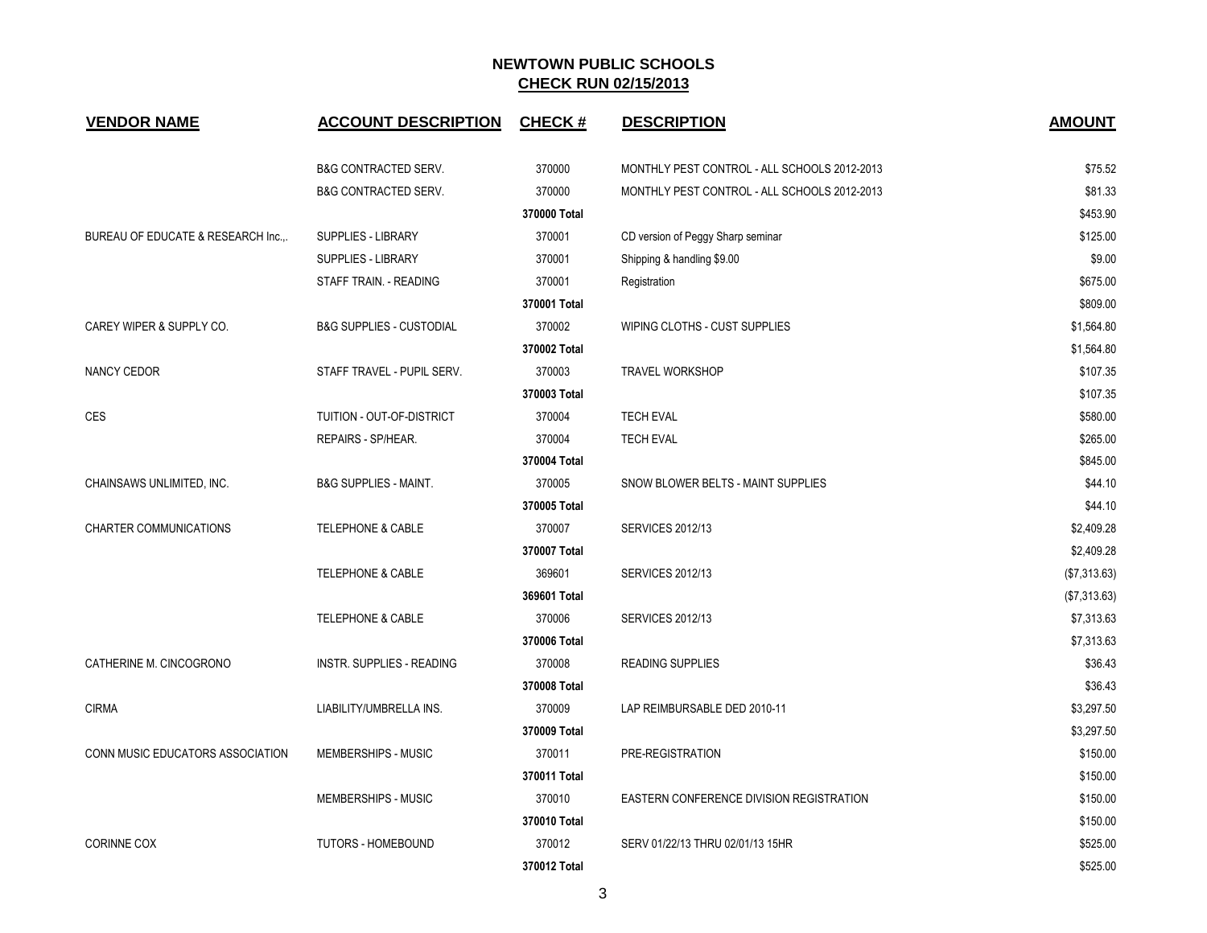# NEWTOWN PUBLIC SCHOOLS
## CHECK RUN 02/15/2013

| VENDOR NAME | ACCOUNT DESCRIPTION | CHECK # | DESCRIPTION | AMOUNT |
|---|---|---|---|---|
| | B&G CONTRACTED SERV. | 370000 | MONTHLY PEST CONTROL - ALL SCHOOLS 2012-2013 | $75.52 |
| | B&G CONTRACTED SERV. | 370000 | MONTHLY PEST CONTROL - ALL SCHOOLS 2012-2013 | $81.33 |
| | | 370000 Total | | $453.90 |
| BUREAU OF EDUCATE & RESEARCH Inc.,. | SUPPLIES - LIBRARY | 370001 | CD version of Peggy Sharp seminar | $125.00 |
| | SUPPLIES - LIBRARY | 370001 | Shipping & handling $9.00 | $9.00 |
| | STAFF TRAIN. - READING | 370001 | Registration | $675.00 |
| | | 370001 Total | | $809.00 |
| CAREY WIPER & SUPPLY CO. | B&G SUPPLIES - CUSTODIAL | 370002 | WIPING CLOTHS - CUST SUPPLIES | $1,564.80 |
| | | 370002 Total | | $1,564.80 |
| NANCY CEDOR | STAFF TRAVEL - PUPIL SERV. | 370003 | TRAVEL WORKSHOP | $107.35 |
| | | 370003 Total | | $107.35 |
| CES | TUITION - OUT-OF-DISTRICT | 370004 | TECH EVAL | $580.00 |
| | REPAIRS - SP/HEAR. | 370004 | TECH EVAL | $265.00 |
| | | 370004 Total | | $845.00 |
| CHAINSAWS UNLIMITED, INC. | B&G SUPPLIES - MAINT. | 370005 | SNOW BLOWER BELTS - MAINT SUPPLIES | $44.10 |
| | | 370005 Total | | $44.10 |
| CHARTER COMMUNICATIONS | TELEPHONE & CABLE | 370007 | SERVICES 2012/13 | $2,409.28 |
| | | 370007 Total | | $2,409.28 |
| | TELEPHONE & CABLE | 369601 | SERVICES 2012/13 | ($7,313.63) |
| | | 369601 Total | | ($7,313.63) |
| | TELEPHONE & CABLE | 370006 | SERVICES 2012/13 | $7,313.63 |
| | | 370006 Total | | $7,313.63 |
| CATHERINE M. CINCOGRONO | INSTR. SUPPLIES - READING | 370008 | READING SUPPLIES | $36.43 |
| | | 370008 Total | | $36.43 |
| CIRMA | LIABILITY/UMBRELLA INS. | 370009 | LAP REIMBURSABLE DED 2010-11 | $3,297.50 |
| | | 370009 Total | | $3,297.50 |
| CONN MUSIC EDUCATORS ASSOCIATION | MEMBERSHIPS - MUSIC | 370011 | PRE-REGISTRATION | $150.00 |
| | | 370011 Total | | $150.00 |
| | MEMBERSHIPS - MUSIC | 370010 | EASTERN CONFERENCE DIVISION REGISTRATION | $150.00 |
| | | 370010 Total | | $150.00 |
| CORINNE COX | TUTORS - HOMEBOUND | 370012 | SERV 01/22/13 THRU 02/01/13 15HR | $525.00 |
| | | 370012 Total | | $525.00 |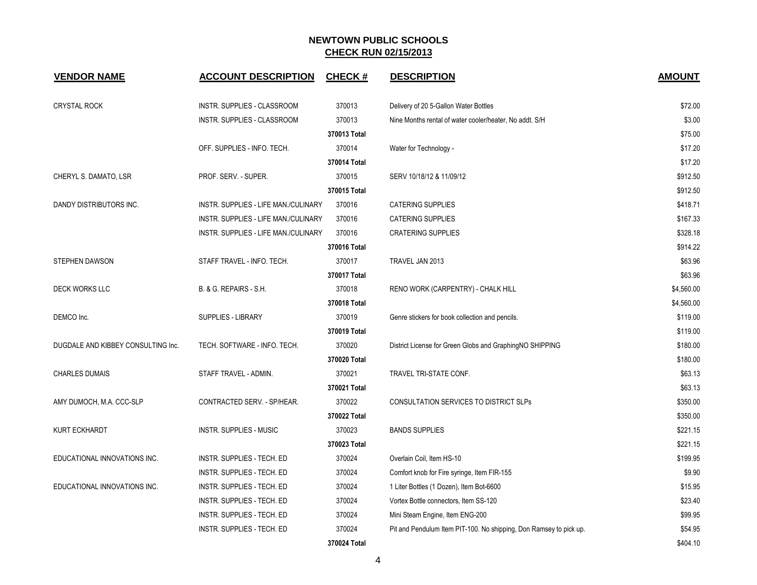## NEWTOWN PUBLIC SCHOOLS
## CHECK RUN 02/15/2013

| VENDOR NAME | ACCOUNT DESCRIPTION | CHECK # | DESCRIPTION | AMOUNT |
|---|---|---|---|---|
| CRYSTAL ROCK | INSTR. SUPPLIES - CLASSROOM | 370013 | Delivery of 20 5-Gallon Water Bottles | $72.00 |
| | INSTR. SUPPLIES - CLASSROOM | 370013 | Nine Months rental of water cooler/heater, No addt. S/H | $3.00 |
| | | **370013 Total** | | $75.00 |
| | OFF. SUPPLIES - INFO. TECH. | 370014 | Water for Technology - | $17.20 |
| | | **370014 Total** | | $17.20 |
| CHERYL S. DAMATO, LSR | PROF. SERV. - SUPER. | 370015 | SERV 10/18/12 & 11/09/12 | $912.50 |
| | | **370015 Total** | | $912.50 |
| DANDY DISTRIBUTORS INC. | INSTR. SUPPLIES - LIFE MAN./CULINARY | 370016 | CATERING SUPPLIES | $418.71 |
| | INSTR. SUPPLIES - LIFE MAN./CULINARY | 370016 | CATERING SUPPLIES | $167.33 |
| | INSTR. SUPPLIES - LIFE MAN./CULINARY | 370016 | CRATERING SUPPLIES | $328.18 |
| | | **370016 Total** | | $914.22 |
| STEPHEN DAWSON | STAFF TRAVEL - INFO. TECH. | 370017 | TRAVEL JAN 2013 | $63.96 |
| | | **370017 Total** | | $63.96 |
| DECK WORKS LLC | B. & G. REPAIRS - S.H. | 370018 | RENO WORK (CARPENTRY) - CHALK HILL | $4,560.00 |
| | | **370018 Total** | | $4,560.00 |
| DEMCO Inc. | SUPPLIES - LIBRARY | 370019 | Genre stickers for book collection and pencils. | $119.00 |
| | | **370019 Total** | | $119.00 |
| DUGDALE AND KIBBEY CONSULTING Inc. | TECH. SOFTWARE - INFO. TECH. | 370020 | District License for Green Globs and GraphingNO SHIPPING | $180.00 |
| | | **370020 Total** | | $180.00 |
| CHARLES DUMAIS | STAFF TRAVEL - ADMIN. | 370021 | TRAVEL TRI-STATE CONF. | $63.13 |
| | | **370021 Total** | | $63.13 |
| AMY DUMOCH, M.A. CCC-SLP | CONTRACTED SERV. - SP/HEAR. | 370022 | CONSULTATION SERVICES TO DISTRICT SLPs | $350.00 |
| | | **370022 Total** | | $350.00 |
| KURT ECKHARDT | INSTR. SUPPLIES - MUSIC | 370023 | BANDS SUPPLIES | $221.15 |
| | | **370023 Total** | | $221.15 |
| EDUCATIONAL INNOVATIONS INC. | INSTR. SUPPLIES - TECH. ED | 370024 | Overlain Coil, Item HS-10 | $199.95 |
| | INSTR. SUPPLIES - TECH. ED | 370024 | Comfort knob for Fire syringe, Item FIR-155 | $9.90 |
| EDUCATIONAL INNOVATIONS INC. | INSTR. SUPPLIES - TECH. ED | 370024 | 1 Liter Bottles (1 Dozen), Item Bot-6600 | $15.95 |
| | INSTR. SUPPLIES - TECH. ED | 370024 | Vortex Bottle connectors, Item SS-120 | $23.40 |
| | INSTR. SUPPLIES - TECH. ED | 370024 | Mini Steam Engine, Item ENG-200 | $99.95 |
| | INSTR. SUPPLIES - TECH. ED | 370024 | Pit and Pendulum Item PIT-100. No shipping, Don Ramsey to pick up. | $54.95 |
| | | **370024 Total** | | $404.10 |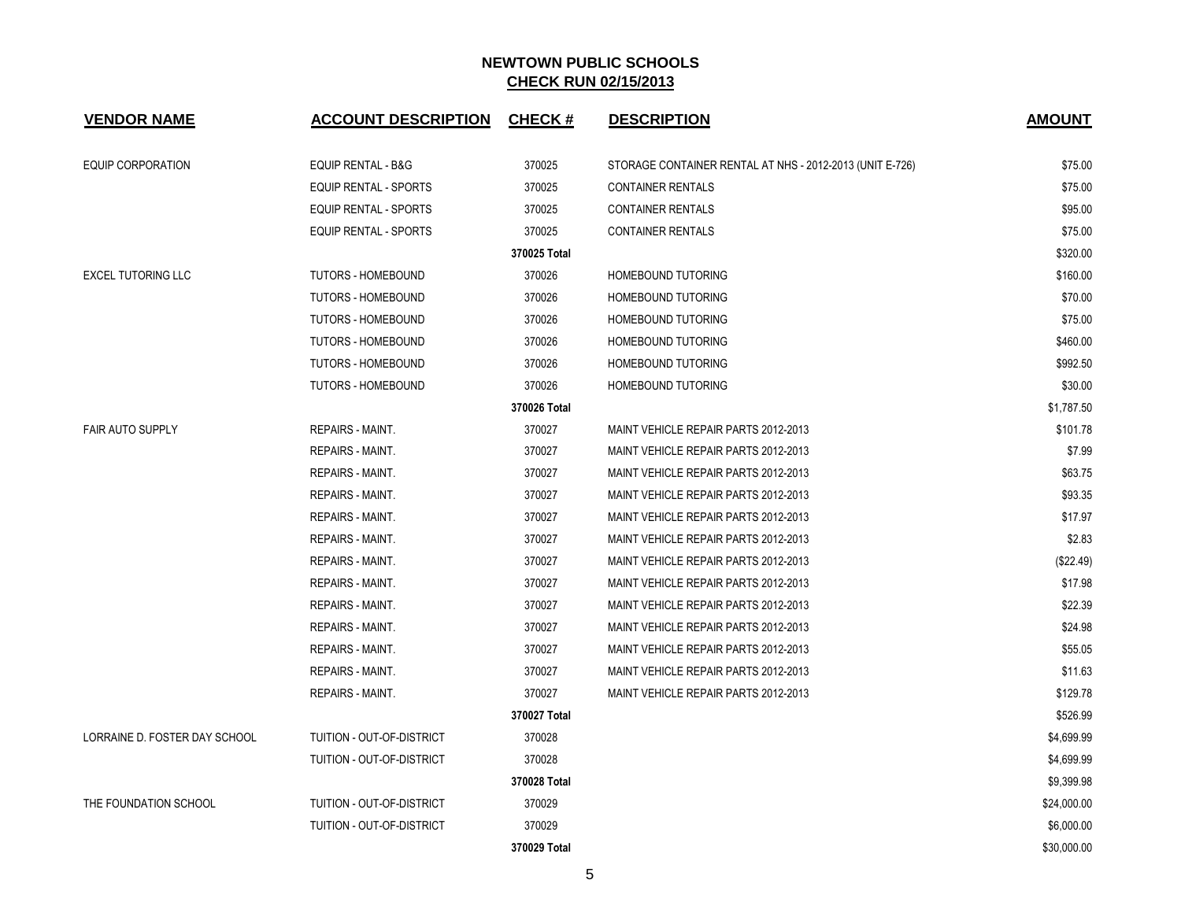**NEWTOWN PUBLIC SCHOOLS**
**CHECK RUN 02/15/2013**

| VENDOR NAME | ACCOUNT DESCRIPTION | CHECK # | DESCRIPTION | AMOUNT |
|---|---|---|---|---|
| EQUIP CORPORATION | EQUIP RENTAL - B&G | 370025 | STORAGE CONTAINER RENTAL AT NHS - 2012-2013 (UNIT E-726) | $75.00 |
| | EQUIP RENTAL - SPORTS | 370025 | CONTAINER RENTALS | $75.00 |
| | EQUIP RENTAL - SPORTS | 370025 | CONTAINER RENTALS | $95.00 |
| | EQUIP RENTAL - SPORTS | 370025 | CONTAINER RENTALS | $75.00 |
| | | **370025 Total** | | $320.00 |
| EXCEL TUTORING LLC | TUTORS - HOMEBOUND | 370026 | HOMEBOUND TUTORING | $160.00 |
| | TUTORS - HOMEBOUND | 370026 | HOMEBOUND TUTORING | $70.00 |
| | TUTORS - HOMEBOUND | 370026 | HOMEBOUND TUTORING | $75.00 |
| | TUTORS - HOMEBOUND | 370026 | HOMEBOUND TUTORING | $460.00 |
| | TUTORS - HOMEBOUND | 370026 | HOMEBOUND TUTORING | $992.50 |
| | TUTORS - HOMEBOUND | 370026 | HOMEBOUND TUTORING | $30.00 |
| | | **370026 Total** | | $1,787.50 |
| FAIR AUTO SUPPLY | REPAIRS - MAINT. | 370027 | MAINT VEHICLE REPAIR PARTS 2012-2013 | $101.78 |
| | REPAIRS - MAINT. | 370027 | MAINT VEHICLE REPAIR PARTS 2012-2013 | $7.99 |
| | REPAIRS - MAINT. | 370027 | MAINT VEHICLE REPAIR PARTS 2012-2013 | $63.75 |
| | REPAIRS - MAINT. | 370027 | MAINT VEHICLE REPAIR PARTS 2012-2013 | $93.35 |
| | REPAIRS - MAINT. | 370027 | MAINT VEHICLE REPAIR PARTS 2012-2013 | $17.97 |
| | REPAIRS - MAINT. | 370027 | MAINT VEHICLE REPAIR PARTS 2012-2013 | $2.83 |
| | REPAIRS - MAINT. | 370027 | MAINT VEHICLE REPAIR PARTS 2012-2013 | ($22.49) |
| | REPAIRS - MAINT. | 370027 | MAINT VEHICLE REPAIR PARTS 2012-2013 | $17.98 |
| | REPAIRS - MAINT. | 370027 | MAINT VEHICLE REPAIR PARTS 2012-2013 | $22.39 |
| | REPAIRS - MAINT. | 370027 | MAINT VEHICLE REPAIR PARTS 2012-2013 | $24.98 |
| | REPAIRS - MAINT. | 370027 | MAINT VEHICLE REPAIR PARTS 2012-2013 | $55.05 |
| | REPAIRS - MAINT. | 370027 | MAINT VEHICLE REPAIR PARTS 2012-2013 | $11.63 |
| | REPAIRS - MAINT. | 370027 | MAINT VEHICLE REPAIR PARTS 2012-2013 | $129.78 |
| | | **370027 Total** | | $526.99 |
| LORRAINE D. FOSTER DAY SCHOOL | TUITION - OUT-OF-DISTRICT | 370028 | | $4,699.99 |
| | TUITION - OUT-OF-DISTRICT | 370028 | | $4,699.99 |
| | | **370028 Total** | | $9,399.98 |
| THE FOUNDATION SCHOOL | TUITION - OUT-OF-DISTRICT | 370029 | | $24,000.00 |
| | TUITION - OUT-OF-DISTRICT | 370029 | | $6,000.00 |
| | | **370029 Total** | | $30,000.00 |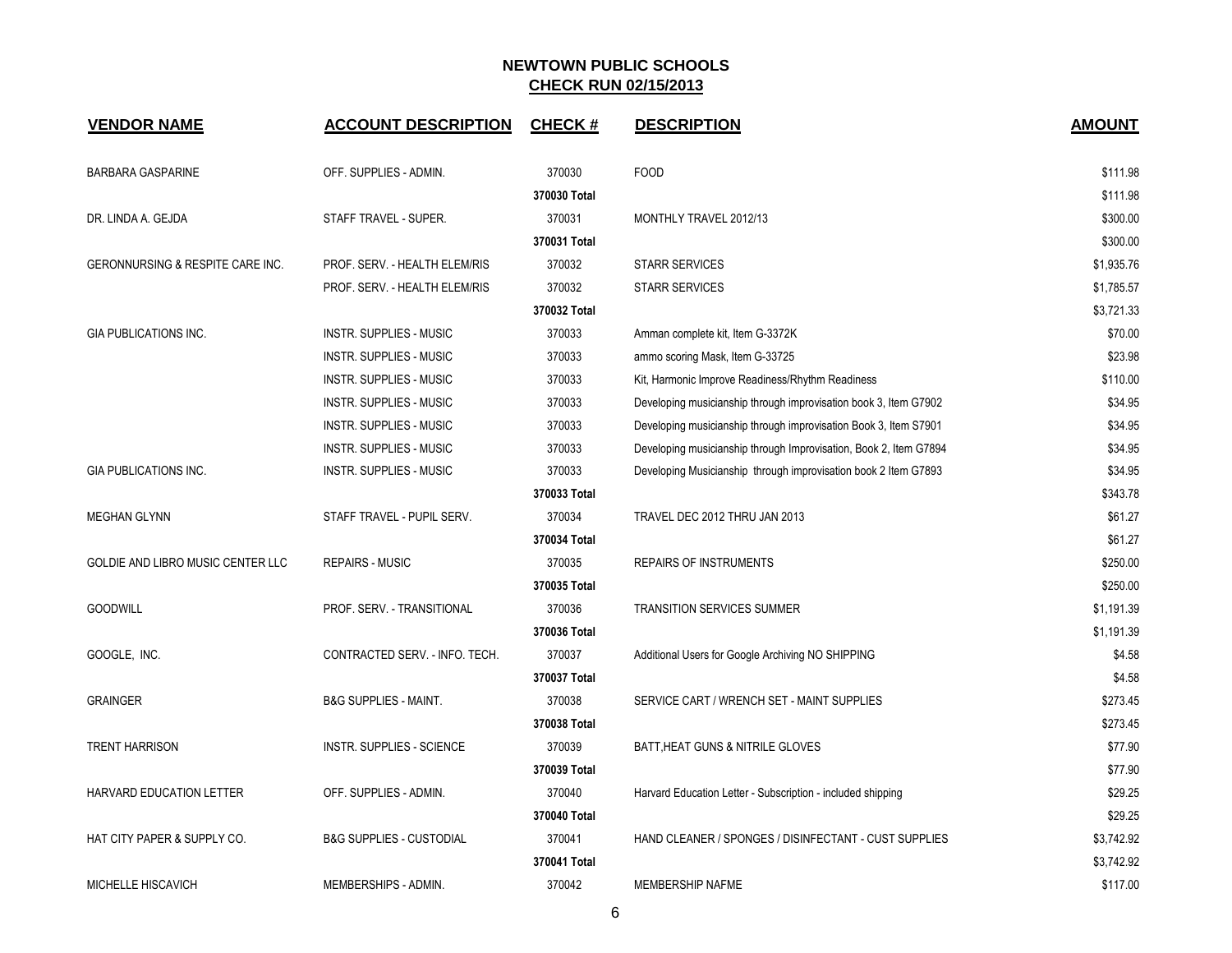# NEWTOWN PUBLIC SCHOOLS

## CHECK RUN 02/15/2013

| VENDOR NAME | ACCOUNT DESCRIPTION | CHECK # | DESCRIPTION | AMOUNT |
|---|---|---|---|---|
| BARBARA GASPARINE | OFF. SUPPLIES - ADMIN. | 370030 | FOOD | $111.98 |
| | | 370030 Total | | $111.98 |
| DR. LINDA A. GEJDA | STAFF TRAVEL - SUPER. | 370031 | MONTHLY TRAVEL 2012/13 | $300.00 |
| | | 370031 Total | | $300.00 |
| GERONNURSING & RESPITE CARE INC. | PROF. SERV. - HEALTH ELEM/RIS | 370032 | STARR SERVICES | $1,935.76 |
| | PROF. SERV. - HEALTH ELEM/RIS | 370032 | STARR SERVICES | $1,785.57 |
| | | 370032 Total | | $3,721.33 |
| GIA PUBLICATIONS INC. | INSTR. SUPPLIES - MUSIC | 370033 | Amman complete kit, Item G-3372K | $70.00 |
| | INSTR. SUPPLIES - MUSIC | 370033 | ammo scoring Mask, Item G-33725 | $23.98 |
| | INSTR. SUPPLIES - MUSIC | 370033 | Kit, Harmonic Improve Readiness/Rhythm Readiness | $110.00 |
| | INSTR. SUPPLIES - MUSIC | 370033 | Developing musicianship through improvisation book 3, Item G7902 | $34.95 |
| | INSTR. SUPPLIES - MUSIC | 370033 | Developing musicianship through improvisation Book 3, Item S7901 | $34.95 |
| | INSTR. SUPPLIES - MUSIC | 370033 | Developing musicianship through Improvisation, Book 2, Item G7894 | $34.95 |
| GIA PUBLICATIONS INC. | INSTR. SUPPLIES - MUSIC | 370033 | Developing Musicianship through improvisation book 2 Item G7893 | $34.95 |
| | | 370033 Total | | $343.78 |
| MEGHAN GLYNN | STAFF TRAVEL - PUPIL SERV. | 370034 | TRAVEL DEC 2012 THRU JAN 2013 | $61.27 |
| | | 370034 Total | | $61.27 |
| GOLDIE AND LIBRO MUSIC CENTER LLC | REPAIRS - MUSIC | 370035 | REPAIRS OF INSTRUMENTS | $250.00 |
| | | 370035 Total | | $250.00 |
| GOODWILL | PROF. SERV. - TRANSITIONAL | 370036 | TRANSITION SERVICES SUMMER | $1,191.39 |
| | | 370036 Total | | $1,191.39 |
| GOOGLE, INC. | CONTRACTED SERV. - INFO. TECH. | 370037 | Additional Users for Google Archiving NO SHIPPING | $4.58 |
| | | 370037 Total | | $4.58 |
| GRAINGER | B&G SUPPLIES - MAINT. | 370038 | SERVICE CART / WRENCH SET - MAINT SUPPLIES | $273.45 |
| | | 370038 Total | | $273.45 |
| TRENT HARRISON | INSTR. SUPPLIES - SCIENCE | 370039 | BATT,HEAT GUNS & NITRILE GLOVES | $77.90 |
| | | 370039 Total | | $77.90 |
| HARVARD EDUCATION LETTER | OFF. SUPPLIES - ADMIN. | 370040 | Harvard Education Letter - Subscription - included shipping | $29.25 |
| | | 370040 Total | | $29.25 |
| HAT CITY PAPER & SUPPLY CO. | B&G SUPPLIES - CUSTODIAL | 370041 | HAND CLEANER / SPONGES / DISINFECTANT - CUST SUPPLIES | $3,742.92 |
| | | 370041 Total | | $3,742.92 |
| MICHELLE HISCAVICH | MEMBERSHIPS - ADMIN. | 370042 | MEMBERSHIP NAFME | $117.00 |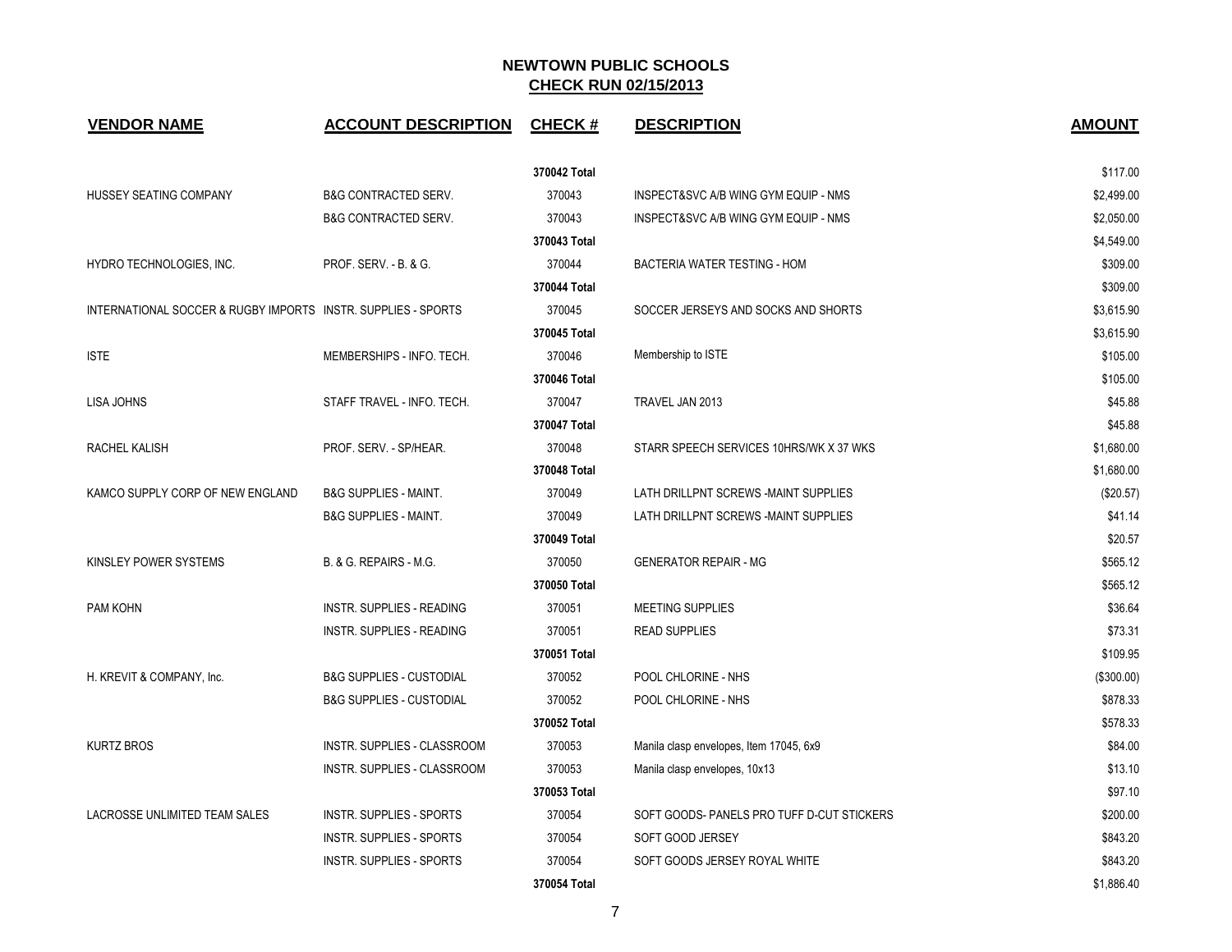## NEWTOWN PUBLIC SCHOOLS
## CHECK RUN 02/15/2013

| VENDOR NAME | ACCOUNT DESCRIPTION | CHECK # | DESCRIPTION | AMOUNT |
|---|---|---|---|---|
| | | 370042 Total | | $117.00 |
| HUSSEY SEATING COMPANY | B&G CONTRACTED SERV. | 370043 | INSPECT&SVC A/B WING GYM EQUIP - NMS | $2,499.00 |
| | B&G CONTRACTED SERV. | 370043 | INSPECT&SVC A/B WING GYM EQUIP - NMS | $2,050.00 |
| | | 370043 Total | | $4,549.00 |
| HYDRO TECHNOLOGIES, INC. | PROF. SERV. - B. & G. | 370044 | BACTERIA WATER TESTING - HOM | $309.00 |
| | | 370044 Total | | $309.00 |
| INTERNATIONAL SOCCER & RUGBY IMPORTS | INSTR. SUPPLIES - SPORTS | 370045 | SOCCER JERSEYS AND SOCKS AND SHORTS | $3,615.90 |
| | | 370045 Total | | $3,615.90 |
| ISTE | MEMBERSHIPS - INFO. TECH. | 370046 | Membership to ISTE | $105.00 |
| | | 370046 Total | | $105.00 |
| LISA JOHNS | STAFF TRAVEL - INFO. TECH. | 370047 | TRAVEL JAN 2013 | $45.88 |
| | | 370047 Total | | $45.88 |
| RACHEL KALISH | PROF. SERV. - SP/HEAR. | 370048 | STARR SPEECH SERVICES 10HRS/WK X 37 WKS | $1,680.00 |
| | | 370048 Total | | $1,680.00 |
| KAMCO SUPPLY CORP OF NEW ENGLAND | B&G SUPPLIES - MAINT. | 370049 | LATH DRILLPNT SCREWS -MAINT SUPPLIES | ($20.57) |
| | B&G SUPPLIES - MAINT. | 370049 | LATH DRILLPNT SCREWS -MAINT SUPPLIES | $41.14 |
| | | 370049 Total | | $20.57 |
| KINSLEY POWER SYSTEMS | B. & G. REPAIRS - M.G. | 370050 | GENERATOR REPAIR - MG | $565.12 |
| | | 370050 Total | | $565.12 |
| PAM KOHN | INSTR. SUPPLIES - READING | 370051 | MEETING SUPPLIES | $36.64 |
| | INSTR. SUPPLIES - READING | 370051 | READ SUPPLIES | $73.31 |
| | | 370051 Total | | $109.95 |
| H. KREVIT & COMPANY, Inc. | B&G SUPPLIES - CUSTODIAL | 370052 | POOL CHLORINE - NHS | ($300.00) |
| | B&G SUPPLIES - CUSTODIAL | 370052 | POOL CHLORINE - NHS | $878.33 |
| | | 370052 Total | | $578.33 |
| KURTZ BROS | INSTR. SUPPLIES - CLASSROOM | 370053 | Manila clasp envelopes, Item 17045, 6x9 | $84.00 |
| | INSTR. SUPPLIES - CLASSROOM | 370053 | Manila clasp envelopes, 10x13 | $13.10 |
| | | 370053 Total | | $97.10 |
| LACROSSE UNLIMITED TEAM SALES | INSTR. SUPPLIES - SPORTS | 370054 | SOFT GOODS- PANELS PRO TUFF D-CUT STICKERS | $200.00 |
| | INSTR. SUPPLIES - SPORTS | 370054 | SOFT GOOD JERSEY | $843.20 |
| | INSTR. SUPPLIES - SPORTS | 370054 | SOFT GOODS JERSEY ROYAL WHITE | $843.20 |
| | | 370054 Total | | $1,886.40 |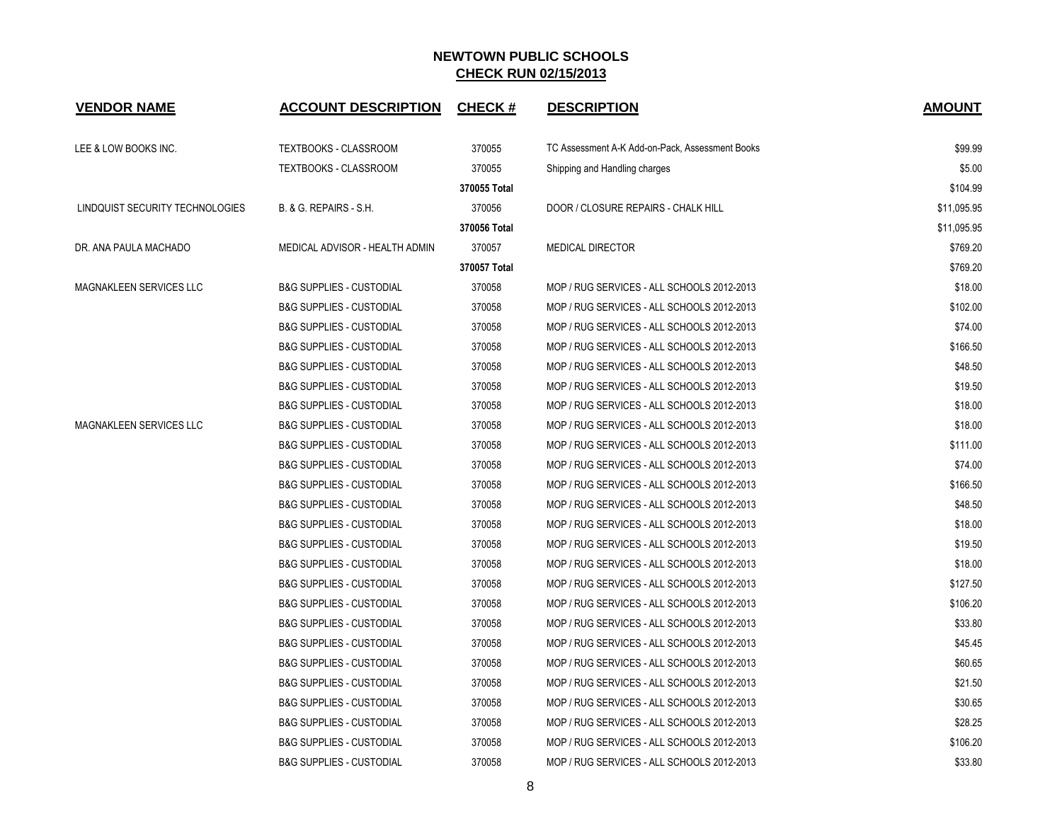# NEWTOWN PUBLIC SCHOOLS

## CHECK RUN 02/15/2013

| VENDOR NAME | ACCOUNT DESCRIPTION | CHECK # | DESCRIPTION | AMOUNT |
|---|---|---|---|---|
| LEE & LOW BOOKS INC. | TEXTBOOKS - CLASSROOM | 370055 | TC Assessment A-K Add-on-Pack, Assessment Books | $99.99 |
| | TEXTBOOKS - CLASSROOM | 370055 | Shipping and Handling charges | $5.00 |
| | | **370055 Total** | | $104.99 |
| LINDQUIST SECURITY TECHNOLOGIES | B. & G. REPAIRS - S.H. | 370056 | DOOR / CLOSURE REPAIRS - CHALK HILL | $11,095.95 |
| | | **370056 Total** | | $11,095.95 |
| DR. ANA PAULA MACHADO | MEDICAL ADVISOR - HEALTH ADMIN | 370057 | MEDICAL DIRECTOR | $769.20 |
| | | **370057 Total** | | $769.20 |
| MAGNAKLEEN SERVICES LLC | B&G SUPPLIES - CUSTODIAL | 370058 | MOP / RUG SERVICES - ALL SCHOOLS 2012-2013 | $18.00 |
| | B&G SUPPLIES - CUSTODIAL | 370058 | MOP / RUG SERVICES - ALL SCHOOLS 2012-2013 | $102.00 |
| | B&G SUPPLIES - CUSTODIAL | 370058 | MOP / RUG SERVICES - ALL SCHOOLS 2012-2013 | $74.00 |
| | B&G SUPPLIES - CUSTODIAL | 370058 | MOP / RUG SERVICES - ALL SCHOOLS 2012-2013 | $166.50 |
| | B&G SUPPLIES - CUSTODIAL | 370058 | MOP / RUG SERVICES - ALL SCHOOLS 2012-2013 | $48.50 |
| | B&G SUPPLIES - CUSTODIAL | 370058 | MOP / RUG SERVICES - ALL SCHOOLS 2012-2013 | $19.50 |
| | B&G SUPPLIES - CUSTODIAL | 370058 | MOP / RUG SERVICES - ALL SCHOOLS 2012-2013 | $18.00 |
| MAGNAKLEEN SERVICES LLC | B&G SUPPLIES - CUSTODIAL | 370058 | MOP / RUG SERVICES - ALL SCHOOLS 2012-2013 | $18.00 |
| | B&G SUPPLIES - CUSTODIAL | 370058 | MOP / RUG SERVICES - ALL SCHOOLS 2012-2013 | $111.00 |
| | B&G SUPPLIES - CUSTODIAL | 370058 | MOP / RUG SERVICES - ALL SCHOOLS 2012-2013 | $74.00 |
| | B&G SUPPLIES - CUSTODIAL | 370058 | MOP / RUG SERVICES - ALL SCHOOLS 2012-2013 | $166.50 |
| | B&G SUPPLIES - CUSTODIAL | 370058 | MOP / RUG SERVICES - ALL SCHOOLS 2012-2013 | $48.50 |
| | B&G SUPPLIES - CUSTODIAL | 370058 | MOP / RUG SERVICES - ALL SCHOOLS 2012-2013 | $18.00 |
| | B&G SUPPLIES - CUSTODIAL | 370058 | MOP / RUG SERVICES - ALL SCHOOLS 2012-2013 | $19.50 |
| | B&G SUPPLIES - CUSTODIAL | 370058 | MOP / RUG SERVICES - ALL SCHOOLS 2012-2013 | $18.00 |
| | B&G SUPPLIES - CUSTODIAL | 370058 | MOP / RUG SERVICES - ALL SCHOOLS 2012-2013 | $127.50 |
| | B&G SUPPLIES - CUSTODIAL | 370058 | MOP / RUG SERVICES - ALL SCHOOLS 2012-2013 | $106.20 |
| | B&G SUPPLIES - CUSTODIAL | 370058 | MOP / RUG SERVICES - ALL SCHOOLS 2012-2013 | $33.80 |
| | B&G SUPPLIES - CUSTODIAL | 370058 | MOP / RUG SERVICES - ALL SCHOOLS 2012-2013 | $45.45 |
| | B&G SUPPLIES - CUSTODIAL | 370058 | MOP / RUG SERVICES - ALL SCHOOLS 2012-2013 | $60.65 |
| | B&G SUPPLIES - CUSTODIAL | 370058 | MOP / RUG SERVICES - ALL SCHOOLS 2012-2013 | $21.50 |
| | B&G SUPPLIES - CUSTODIAL | 370058 | MOP / RUG SERVICES - ALL SCHOOLS 2012-2013 | $30.65 |
| | B&G SUPPLIES - CUSTODIAL | 370058 | MOP / RUG SERVICES - ALL SCHOOLS 2012-2013 | $28.25 |
| | B&G SUPPLIES - CUSTODIAL | 370058 | MOP / RUG SERVICES - ALL SCHOOLS 2012-2013 | $106.20 |
| | B&G SUPPLIES - CUSTODIAL | 370058 | MOP / RUG SERVICES - ALL SCHOOLS 2012-2013 | $33.80 |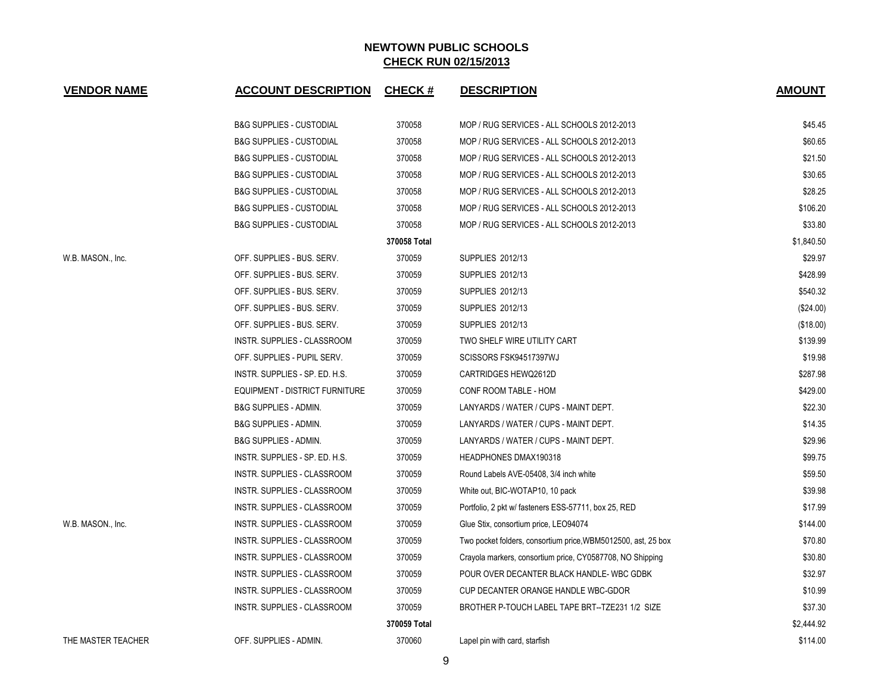## NEWTOWN PUBLIC SCHOOLS
## CHECK RUN 02/15/2013

| VENDOR NAME | ACCOUNT DESCRIPTION | CHECK # | DESCRIPTION | AMOUNT |
|---|---|---|---|---|
| | B&G SUPPLIES - CUSTODIAL | 370058 | MOP / RUG SERVICES - ALL SCHOOLS 2012-2013 | $45.45 |
| | B&G SUPPLIES - CUSTODIAL | 370058 | MOP / RUG SERVICES - ALL SCHOOLS 2012-2013 | $60.65 |
| | B&G SUPPLIES - CUSTODIAL | 370058 | MOP / RUG SERVICES - ALL SCHOOLS 2012-2013 | $21.50 |
| | B&G SUPPLIES - CUSTODIAL | 370058 | MOP / RUG SERVICES - ALL SCHOOLS 2012-2013 | $30.65 |
| | B&G SUPPLIES - CUSTODIAL | 370058 | MOP / RUG SERVICES - ALL SCHOOLS 2012-2013 | $28.25 |
| | B&G SUPPLIES - CUSTODIAL | 370058 | MOP / RUG SERVICES - ALL SCHOOLS 2012-2013 | $106.20 |
| | B&G SUPPLIES - CUSTODIAL | 370058 | MOP / RUG SERVICES - ALL SCHOOLS 2012-2013 | $33.80 |
| | | 370058 Total | | $1,840.50 |
| W.B. MASON., Inc. | OFF. SUPPLIES - BUS. SERV. | 370059 | SUPPLIES 2012/13 | $29.97 |
| | OFF. SUPPLIES - BUS. SERV. | 370059 | SUPPLIES 2012/13 | $428.99 |
| | OFF. SUPPLIES - BUS. SERV. | 370059 | SUPPLIES 2012/13 | $540.32 |
| | OFF. SUPPLIES - BUS. SERV. | 370059 | SUPPLIES 2012/13 | ($24.00) |
| | OFF. SUPPLIES - BUS. SERV. | 370059 | SUPPLIES 2012/13 | ($18.00) |
| | INSTR. SUPPLIES - CLASSROOM | 370059 | TWO SHELF WIRE UTILITY CART | $139.99 |
| | OFF. SUPPLIES - PUPIL SERV. | 370059 | SCISSORS FSK94517397WJ | $19.98 |
| | INSTR. SUPPLIES - SP. ED. H.S. | 370059 | CARTRIDGES HEWQ2612D | $287.98 |
| | EQUIPMENT - DISTRICT FURNITURE | 370059 | CONF ROOM TABLE - HOM | $429.00 |
| | B&G SUPPLIES - ADMIN. | 370059 | LANYARDS / WATER / CUPS - MAINT DEPT. | $22.30 |
| | B&G SUPPLIES - ADMIN. | 370059 | LANYARDS / WATER / CUPS - MAINT DEPT. | $14.35 |
| | B&G SUPPLIES - ADMIN. | 370059 | LANYARDS / WATER / CUPS - MAINT DEPT. | $29.96 |
| | INSTR. SUPPLIES - SP. ED. H.S. | 370059 | HEADPHONES DMAX190318 | $99.75 |
| | INSTR. SUPPLIES - CLASSROOM | 370059 | Round Labels AVE-05408, 3/4 inch white | $59.50 |
| | INSTR. SUPPLIES - CLASSROOM | 370059 | White out, BIC-WOTAP10, 10 pack | $39.98 |
| | INSTR. SUPPLIES - CLASSROOM | 370059 | Portfolio, 2 pkt w/ fasteners ESS-57711, box 25, RED | $17.99 |
| W.B. MASON., Inc. | INSTR. SUPPLIES - CLASSROOM | 370059 | Glue Stix, consortium price, LEO94074 | $144.00 |
| | INSTR. SUPPLIES - CLASSROOM | 370059 | Two pocket folders, consortium price,WBM5012500, ast, 25 box | $70.80 |
| | INSTR. SUPPLIES - CLASSROOM | 370059 | Crayola markers, consortium price, CY0587708, NO Shipping | $30.80 |
| | INSTR. SUPPLIES - CLASSROOM | 370059 | POUR OVER DECANTER BLACK HANDLE- WBC GDBK | $32.97 |
| | INSTR. SUPPLIES - CLASSROOM | 370059 | CUP DECANTER ORANGE HANDLE WBC-GDOR | $10.99 |
| | INSTR. SUPPLIES - CLASSROOM | 370059 | BROTHER P-TOUCH LABEL TAPE BRT--TZE231 1/2 SIZE | $37.30 |
| | | 370059 Total | | $2,444.92 |
| THE MASTER TEACHER | OFF. SUPPLIES - ADMIN. | 370060 | Lapel pin with card, starfish | $114.00 |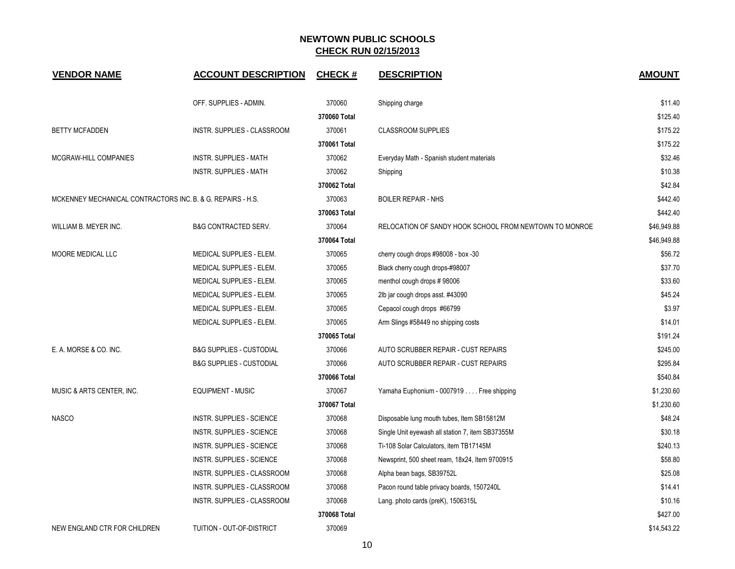# NEWTOWN PUBLIC SCHOOLS

## CHECK RUN 02/15/2013

| VENDOR NAME | ACCOUNT DESCRIPTION | CHECK # | DESCRIPTION | AMOUNT |
|---|---|---|---|---|
| | OFF. SUPPLIES - ADMIN. | 370060 | Shipping charge | $11.40 |
| | | 370060 Total | | $125.40 |
| BETTY MCFADDEN | INSTR. SUPPLIES - CLASSROOM | 370061 | CLASSROOM SUPPLIES | $175.22 |
| | | 370061 Total | | $175.22 |
| MCGRAW-HILL COMPANIES | INSTR. SUPPLIES - MATH | 370062 | Everyday Math - Spanish student materials | $32.46 |
| | INSTR. SUPPLIES - MATH | 370062 | Shipping | $10.38 |
| | | 370062 Total | | $42.84 |
| MCKENNEY MECHANICAL CONTRACTORS INC. | B. & G. REPAIRS - H.S. | 370063 | BOILER REPAIR - NHS | $442.40 |
| | | 370063 Total | | $442.40 |
| WILLIAM B. MEYER INC. | B&G CONTRACTED SERV. | 370064 | RELOCATION OF SANDY HOOK SCHOOL FROM NEWTOWN TO MONROE | $46,949.88 |
| | | 370064 Total | | $46,949.88 |
| MOORE MEDICAL LLC | MEDICAL SUPPLIES - ELEM. | 370065 | cherry cough drops #98008 - box -30 | $56.72 |
| | MEDICAL SUPPLIES - ELEM. | 370065 | Black cherry cough drops-#98007 | $37.70 |
| | MEDICAL SUPPLIES - ELEM. | 370065 | menthol cough drops # 98006 | $33.60 |
| | MEDICAL SUPPLIES - ELEM. | 370065 | 2lb jar cough drops asst. #43090 | $45.24 |
| | MEDICAL SUPPLIES - ELEM. | 370065 | Cepacol cough drops #66799 | $3.97 |
| | MEDICAL SUPPLIES - ELEM. | 370065 | Arm Slings #58449 no shipping costs | $14.01 |
| | | 370065 Total | | $191.24 |
| E. A. MORSE & CO. INC. | B&G SUPPLIES - CUSTODIAL | 370066 | AUTO SCRUBBER REPAIR - CUST REPAIRS | $245.00 |
| | B&G SUPPLIES - CUSTODIAL | 370066 | AUTO SCRUBBER REPAIR - CUST REPAIRS | $295.84 |
| | | 370066 Total | | $540.84 |
| MUSIC & ARTS CENTER, INC. | EQUIPMENT - MUSIC | 370067 | Yamaha Euphonium - 0007919 . . . . Free shipping | $1,230.60 |
| | | 370067 Total | | $1,230.60 |
| NASCO | INSTR. SUPPLIES - SCIENCE | 370068 | Disposable lung mouth tubes, Item SB15812M | $48.24 |
| | INSTR. SUPPLIES - SCIENCE | 370068 | Single Unit eyewash all station 7, item SB37355M | $30.18 |
| | INSTR. SUPPLIES - SCIENCE | 370068 | Ti-108 Solar Calculators, item TB17145M | $240.13 |
| | INSTR. SUPPLIES - SCIENCE | 370068 | Newsprint, 500 sheet ream, 18x24, Item 9700915 | $58.80 |
| | INSTR. SUPPLIES - CLASSROOM | 370068 | Alpha bean bags, SB39752L | $25.08 |
| | INSTR. SUPPLIES - CLASSROOM | 370068 | Pacon round table privacy boards, 1507240L | $14.41 |
| | INSTR. SUPPLIES - CLASSROOM | 370068 | Lang. photo cards (preK), 1506315L | $10.16 |
| | | 370068 Total | | $427.00 |
| NEW ENGLAND CTR FOR CHILDREN | TUITION - OUT-OF-DISTRICT | 370069 | | $14,543.22 |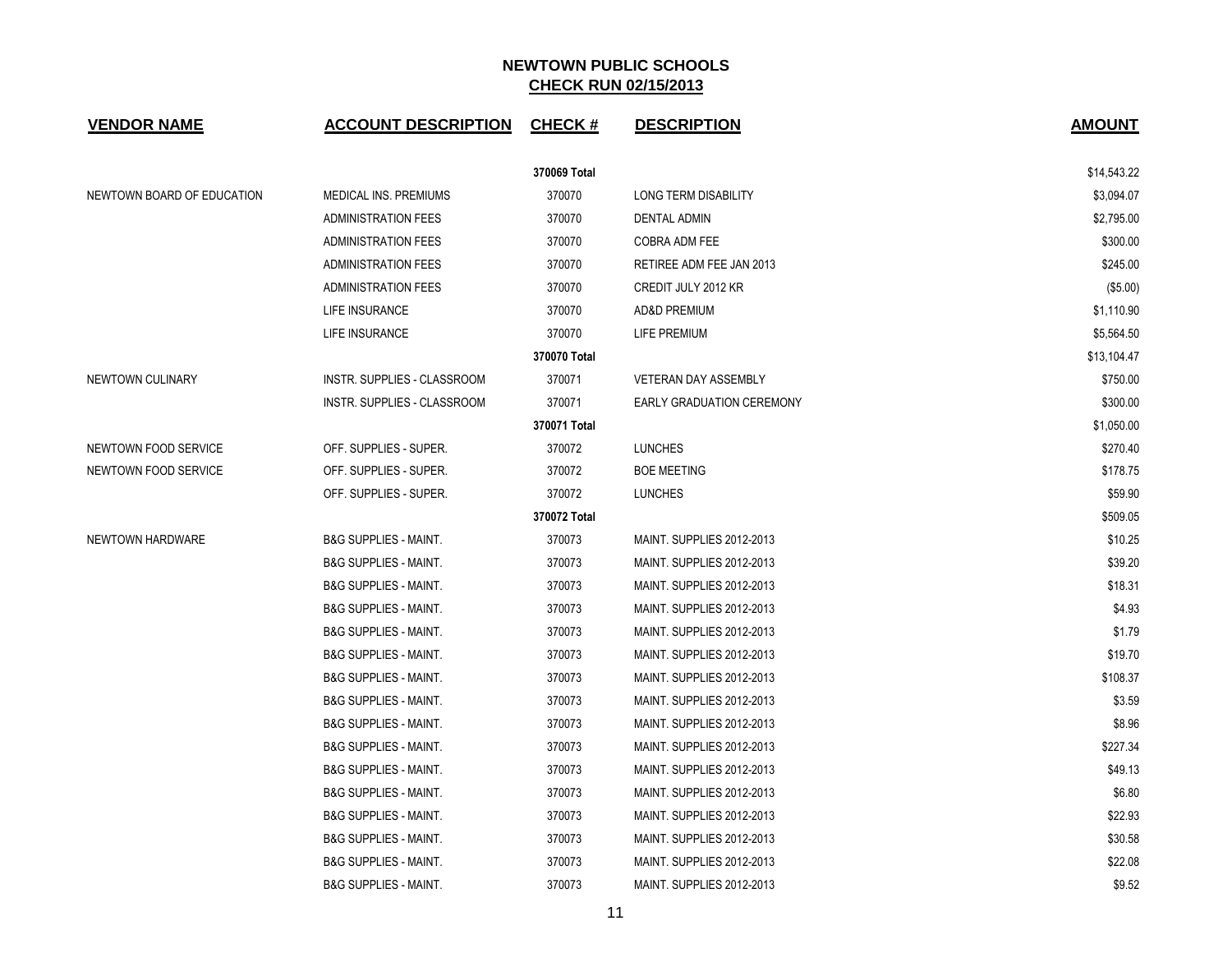## NEWTOWN PUBLIC SCHOOLS
## CHECK RUN 02/15/2013

| VENDOR NAME | ACCOUNT DESCRIPTION | CHECK # | DESCRIPTION | AMOUNT |
|---|---|---|---|---|
| | | 370069 Total | | $14,543.22 |
| NEWTOWN BOARD OF EDUCATION | MEDICAL INS. PREMIUMS | 370070 | LONG TERM DISABILITY | $3,094.07 |
| | ADMINISTRATION FEES | 370070 | DENTAL ADMIN | $2,795.00 |
| | ADMINISTRATION FEES | 370070 | COBRA ADM FEE | $300.00 |
| | ADMINISTRATION FEES | 370070 | RETIREE ADM FEE JAN 2013 | $245.00 |
| | ADMINISTRATION FEES | 370070 | CREDIT JULY 2012 KR | ($5.00) |
| | LIFE INSURANCE | 370070 | AD&D PREMIUM | $1,110.90 |
| | LIFE INSURANCE | 370070 | LIFE PREMIUM | $5,564.50 |
| | | 370070 Total | | $13,104.47 |
| NEWTOWN CULINARY | INSTR. SUPPLIES - CLASSROOM | 370071 | VETERAN DAY ASSEMBLY | $750.00 |
| | INSTR. SUPPLIES - CLASSROOM | 370071 | EARLY GRADUATION CEREMONY | $300.00 |
| | | 370071 Total | | $1,050.00 |
| NEWTOWN FOOD SERVICE | OFF. SUPPLIES - SUPER. | 370072 | LUNCHES | $270.40 |
| NEWTOWN FOOD SERVICE | OFF. SUPPLIES - SUPER. | 370072 | BOE MEETING | $178.75 |
| | OFF. SUPPLIES - SUPER. | 370072 | LUNCHES | $59.90 |
| | | 370072 Total | | $509.05 |
| NEWTOWN HARDWARE | B&G SUPPLIES - MAINT. | 370073 | MAINT. SUPPLIES 2012-2013 | $10.25 |
| | B&G SUPPLIES - MAINT. | 370073 | MAINT. SUPPLIES 2012-2013 | $39.20 |
| | B&G SUPPLIES - MAINT. | 370073 | MAINT. SUPPLIES 2012-2013 | $18.31 |
| | B&G SUPPLIES - MAINT. | 370073 | MAINT. SUPPLIES 2012-2013 | $4.93 |
| | B&G SUPPLIES - MAINT. | 370073 | MAINT. SUPPLIES 2012-2013 | $1.79 |
| | B&G SUPPLIES - MAINT. | 370073 | MAINT. SUPPLIES 2012-2013 | $19.70 |
| | B&G SUPPLIES - MAINT. | 370073 | MAINT. SUPPLIES 2012-2013 | $108.37 |
| | B&G SUPPLIES - MAINT. | 370073 | MAINT. SUPPLIES 2012-2013 | $3.59 |
| | B&G SUPPLIES - MAINT. | 370073 | MAINT. SUPPLIES 2012-2013 | $8.96 |
| | B&G SUPPLIES - MAINT. | 370073 | MAINT. SUPPLIES 2012-2013 | $227.34 |
| | B&G SUPPLIES - MAINT. | 370073 | MAINT. SUPPLIES 2012-2013 | $49.13 |
| | B&G SUPPLIES - MAINT. | 370073 | MAINT. SUPPLIES 2012-2013 | $6.80 |
| | B&G SUPPLIES - MAINT. | 370073 | MAINT. SUPPLIES 2012-2013 | $22.93 |
| | B&G SUPPLIES - MAINT. | 370073 | MAINT. SUPPLIES 2012-2013 | $30.58 |
| | B&G SUPPLIES - MAINT. | 370073 | MAINT. SUPPLIES 2012-2013 | $22.08 |
| | B&G SUPPLIES - MAINT. | 370073 | MAINT. SUPPLIES 2012-2013 | $9.52 |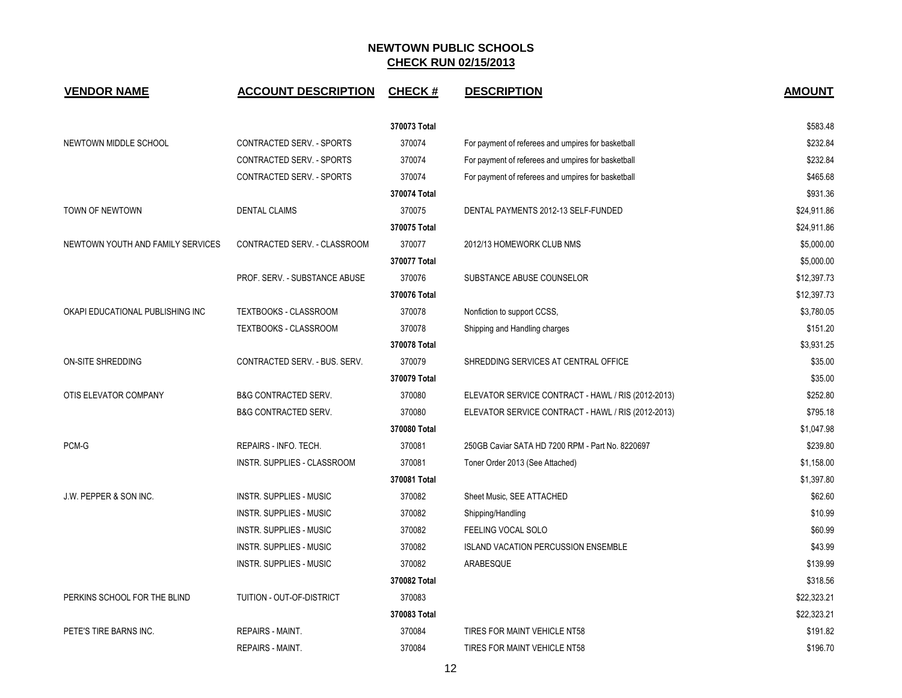# NEWTOWN PUBLIC SCHOOLS
## CHECK RUN 02/15/2013

| VENDOR NAME | ACCOUNT DESCRIPTION | CHECK # | DESCRIPTION | AMOUNT |
|---|---|---|---|---|
| | | 370073 Total | | $583.48 |
| NEWTOWN MIDDLE SCHOOL | CONTRACTED SERV. - SPORTS | 370074 | For payment of referees and umpires for basketball | $232.84 |
| | CONTRACTED SERV. - SPORTS | 370074 | For payment of referees and umpires for basketball | $232.84 |
| | CONTRACTED SERV. - SPORTS | 370074 | For payment of referees and umpires for basketball | $465.68 |
| | | 370074 Total | | $931.36 |
| TOWN OF NEWTOWN | DENTAL CLAIMS | 370075 | DENTAL PAYMENTS 2012-13 SELF-FUNDED | $24,911.86 |
| | | 370075 Total | | $24,911.86 |
| NEWTOWN YOUTH AND FAMILY SERVICES | CONTRACTED SERV. - CLASSROOM | 370077 | 2012/13 HOMEWORK CLUB NMS | $5,000.00 |
| | | 370077 Total | | $5,000.00 |
| | PROF. SERV. - SUBSTANCE ABUSE | 370076 | SUBSTANCE ABUSE COUNSELOR | $12,397.73 |
| | | 370076 Total | | $12,397.73 |
| OKAPI EDUCATIONAL PUBLISHING INC | TEXTBOOKS - CLASSROOM | 370078 | Nonfiction to support CCSS, | $3,780.05 |
| | TEXTBOOKS - CLASSROOM | 370078 | Shipping and Handling charges | $151.20 |
| | | 370078 Total | | $3,931.25 |
| ON-SITE SHREDDING | CONTRACTED SERV. - BUS. SERV. | 370079 | SHREDDING SERVICES AT CENTRAL OFFICE | $35.00 |
| | | 370079 Total | | $35.00 |
| OTIS ELEVATOR COMPANY | B&G CONTRACTED SERV. | 370080 | ELEVATOR SERVICE CONTRACT - HAWL / RIS (2012-2013) | $252.80 |
| | B&G CONTRACTED SERV. | 370080 | ELEVATOR SERVICE CONTRACT - HAWL / RIS (2012-2013) | $795.18 |
| | | 370080 Total | | $1,047.98 |
| PCM-G | REPAIRS - INFO. TECH. | 370081 | 250GB Caviar SATA HD 7200 RPM - Part No. 8220697 | $239.80 |
| | INSTR. SUPPLIES - CLASSROOM | 370081 | Toner Order 2013 (See Attached) | $1,158.00 |
| | | 370081 Total | | $1,397.80 |
| J.W. PEPPER & SON INC. | INSTR. SUPPLIES - MUSIC | 370082 | Sheet Music, SEE ATTACHED | $62.60 |
| | INSTR. SUPPLIES - MUSIC | 370082 | Shipping/Handling | $10.99 |
| | INSTR. SUPPLIES - MUSIC | 370082 | FEELING VOCAL SOLO | $60.99 |
| | INSTR. SUPPLIES - MUSIC | 370082 | ISLAND VACATION PERCUSSION ENSEMBLE | $43.99 |
| | INSTR. SUPPLIES - MUSIC | 370082 | ARABESQUE | $139.99 |
| | | 370082 Total | | $318.56 |
| PERKINS SCHOOL FOR THE BLIND | TUITION - OUT-OF-DISTRICT | 370083 | | $22,323.21 |
| | | 370083 Total | | $22,323.21 |
| PETE'S TIRE BARNS INC. | REPAIRS - MAINT. | 370084 | TIRES FOR MAINT VEHICLE NT58 | $191.82 |
| | REPAIRS - MAINT. | 370084 | TIRES FOR MAINT VEHICLE NT58 | $196.70 |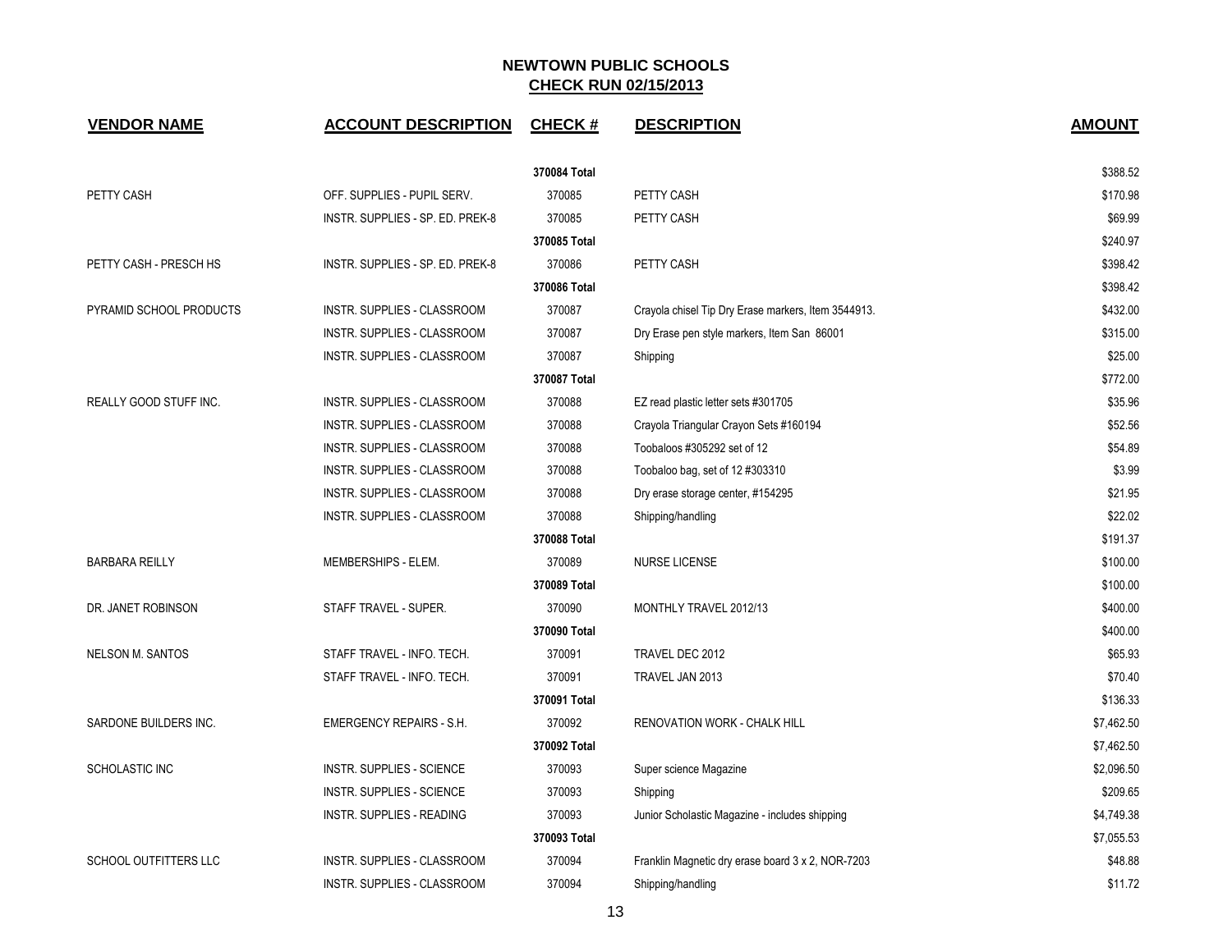# NEWTOWN PUBLIC SCHOOLS

## CHECK RUN 02/15/2013

| VENDOR NAME | ACCOUNT DESCRIPTION | CHECK # | DESCRIPTION | AMOUNT |
|---|---|---|---|---|
| | | 370084 Total | | $388.52 |
| PETTY CASH | OFF. SUPPLIES - PUPIL SERV. | 370085 | PETTY CASH | $170.98 |
| | INSTR. SUPPLIES - SP. ED. PREK-8 | 370085 | PETTY CASH | $69.99 |
| | | 370085 Total | | $240.97 |
| PETTY CASH - PRESCH HS | INSTR. SUPPLIES - SP. ED. PREK-8 | 370086 | PETTY CASH | $398.42 |
| | | 370086 Total | | $398.42 |
| PYRAMID SCHOOL PRODUCTS | INSTR. SUPPLIES - CLASSROOM | 370087 | Crayola chisel Tip Dry Erase markers, Item 3544913. | $432.00 |
| | INSTR. SUPPLIES - CLASSROOM | 370087 | Dry Erase pen style markers, Item San 86001 | $315.00 |
| | INSTR. SUPPLIES - CLASSROOM | 370087 | Shipping | $25.00 |
| | | 370087 Total | | $772.00 |
| REALLY GOOD STUFF INC. | INSTR. SUPPLIES - CLASSROOM | 370088 | EZ read plastic letter sets #301705 | $35.96 |
| | INSTR. SUPPLIES - CLASSROOM | 370088 | Crayola Triangular Crayon Sets #160194 | $52.56 |
| | INSTR. SUPPLIES - CLASSROOM | 370088 | Toobaloos #305292 set of 12 | $54.89 |
| | INSTR. SUPPLIES - CLASSROOM | 370088 | Toobaloo bag, set of 12 #303310 | $3.99 |
| | INSTR. SUPPLIES - CLASSROOM | 370088 | Dry erase storage center, #154295 | $21.95 |
| | INSTR. SUPPLIES - CLASSROOM | 370088 | Shipping/handling | $22.02 |
| | | 370088 Total | | $191.37 |
| BARBARA REILLY | MEMBERSHIPS - ELEM. | 370089 | NURSE LICENSE | $100.00 |
| | | 370089 Total | | $100.00 |
| DR. JANET ROBINSON | STAFF TRAVEL - SUPER. | 370090 | MONTHLY TRAVEL 2012/13 | $400.00 |
| | | 370090 Total | | $400.00 |
| NELSON M. SANTOS | STAFF TRAVEL - INFO. TECH. | 370091 | TRAVEL DEC 2012 | $65.93 |
| | STAFF TRAVEL - INFO. TECH. | 370091 | TRAVEL JAN 2013 | $70.40 |
| | | 370091 Total | | $136.33 |
| SARDONE BUILDERS INC. | EMERGENCY REPAIRS - S.H. | 370092 | RENOVATION WORK - CHALK HILL | $7,462.50 |
| | | 370092 Total | | $7,462.50 |
| SCHOLASTIC INC | INSTR. SUPPLIES - SCIENCE | 370093 | Super science Magazine | $2,096.50 |
| | INSTR. SUPPLIES - SCIENCE | 370093 | Shipping | $209.65 |
| | INSTR. SUPPLIES - READING | 370093 | Junior Scholastic Magazine - includes shipping | $4,749.38 |
| | | 370093 Total | | $7,055.53 |
| SCHOOL OUTFITTERS LLC | INSTR. SUPPLIES - CLASSROOM | 370094 | Franklin Magnetic dry erase board 3 x 2, NOR-7203 | $48.88 |
| | INSTR. SUPPLIES - CLASSROOM | 370094 | Shipping/handling | $11.72 |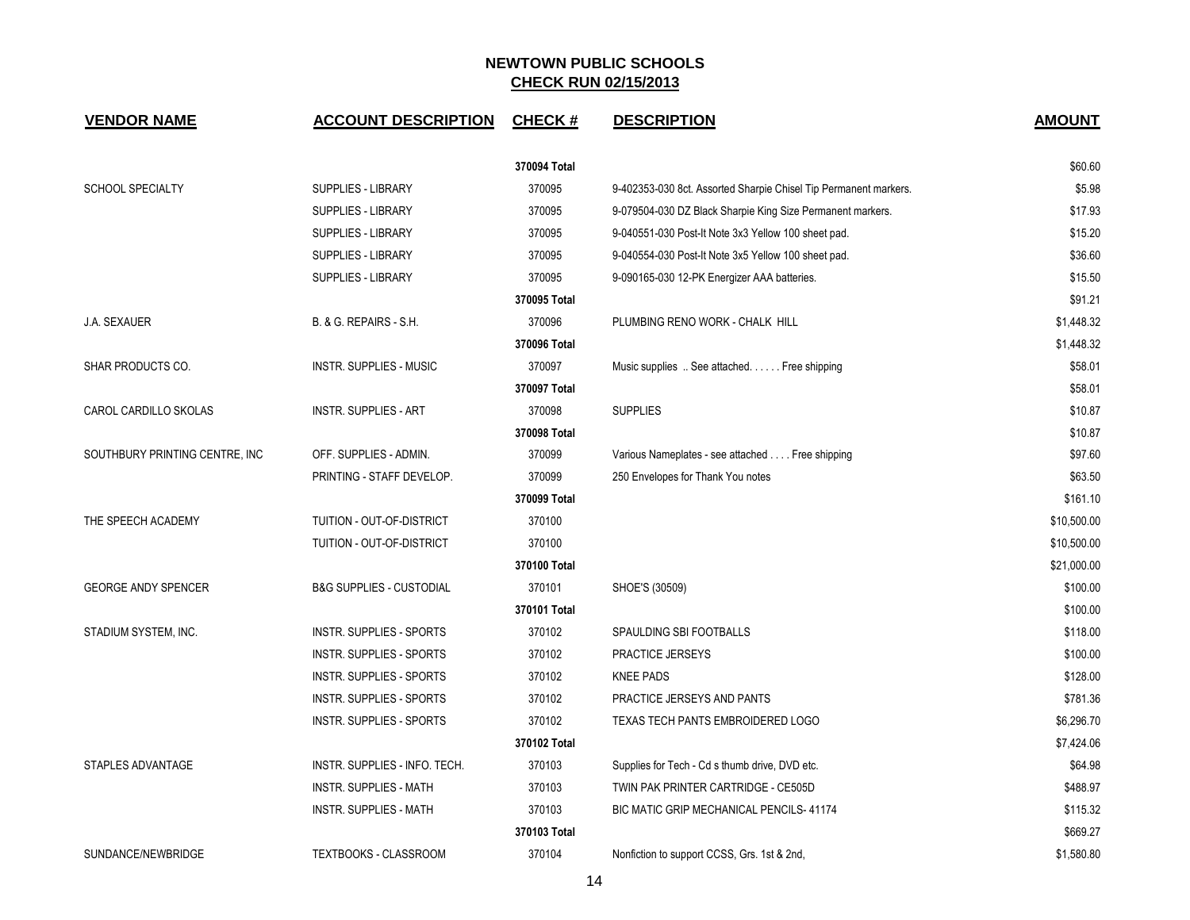# NEWTOWN PUBLIC SCHOOLS

## CHECK RUN 02/15/2013

| VENDOR NAME | ACCOUNT DESCRIPTION | CHECK # | DESCRIPTION | AMOUNT |
|---|---|---|---|---|
| | | 370094 Total | | $60.60 |
| SCHOOL SPECIALTY | SUPPLIES - LIBRARY | 370095 | 9-402353-030 8ct. Assorted Sharpie Chisel Tip Permanent markers. | $5.98 |
| | SUPPLIES - LIBRARY | 370095 | 9-079504-030 DZ Black Sharpie King Size Permanent markers. | $17.93 |
| | SUPPLIES - LIBRARY | 370095 | 9-040551-030 Post-It Note 3x3 Yellow 100 sheet pad. | $15.20 |
| | SUPPLIES - LIBRARY | 370095 | 9-040554-030 Post-It Note 3x5 Yellow 100 sheet pad. | $36.60 |
| | SUPPLIES - LIBRARY | 370095 | 9-090165-030 12-PK Energizer AAA batteries. | $15.50 |
| | | 370095 Total | | $91.21 |
| J.A. SEXAUER | B. & G. REPAIRS - S.H. | 370096 | PLUMBING RENO WORK - CHALK HILL | $1,448.32 |
| | | 370096 Total | | $1,448.32 |
| SHAR PRODUCTS CO. | INSTR. SUPPLIES - MUSIC | 370097 | Music supplies .. See attached. . . . . . Free shipping | $58.01 |
| | | 370097 Total | | $58.01 |
| CAROL CARDILLO SKOLAS | INSTR. SUPPLIES - ART | 370098 | SUPPLIES | $10.87 |
| | | 370098 Total | | $10.87 |
| SOUTHBURY PRINTING CENTRE, INC | OFF. SUPPLIES - ADMIN. | 370099 | Various Nameplates - see attached . . . . Free shipping | $97.60 |
| | PRINTING - STAFF DEVELOP. | 370099 | 250 Envelopes for Thank You notes | $63.50 |
| | | 370099 Total | | $161.10 |
| THE SPEECH ACADEMY | TUITION - OUT-OF-DISTRICT | 370100 | | $10,500.00 |
| | TUITION - OUT-OF-DISTRICT | 370100 | | $10,500.00 |
| | | 370100 Total | | $21,000.00 |
| GEORGE ANDY SPENCER | B&G SUPPLIES - CUSTODIAL | 370101 | SHOE'S (30509) | $100.00 |
| | | 370101 Total | | $100.00 |
| STADIUM SYSTEM, INC. | INSTR. SUPPLIES - SPORTS | 370102 | SPAULDING SBI FOOTBALLS | $118.00 |
| | INSTR. SUPPLIES - SPORTS | 370102 | PRACTICE JERSEYS | $100.00 |
| | INSTR. SUPPLIES - SPORTS | 370102 | KNEE PADS | $128.00 |
| | INSTR. SUPPLIES - SPORTS | 370102 | PRACTICE JERSEYS AND PANTS | $781.36 |
| | INSTR. SUPPLIES - SPORTS | 370102 | TEXAS TECH PANTS EMBROIDERED LOGO | $6,296.70 |
| | | 370102 Total | | $7,424.06 |
| STAPLES ADVANTAGE | INSTR. SUPPLIES - INFO. TECH. | 370103 | Supplies for Tech - Cd s thumb drive, DVD etc. | $64.98 |
| | INSTR. SUPPLIES - MATH | 370103 | TWIN PAK PRINTER CARTRIDGE - CE505D | $488.97 |
| | INSTR. SUPPLIES - MATH | 370103 | BIC MATIC GRIP MECHANICAL PENCILS- 41174 | $115.32 |
| | | 370103 Total | | $669.27 |
| SUNDANCE/NEWBRIDGE | TEXTBOOKS - CLASSROOM | 370104 | Nonfiction to support CCSS, Grs. 1st & 2nd, | $1,580.80 |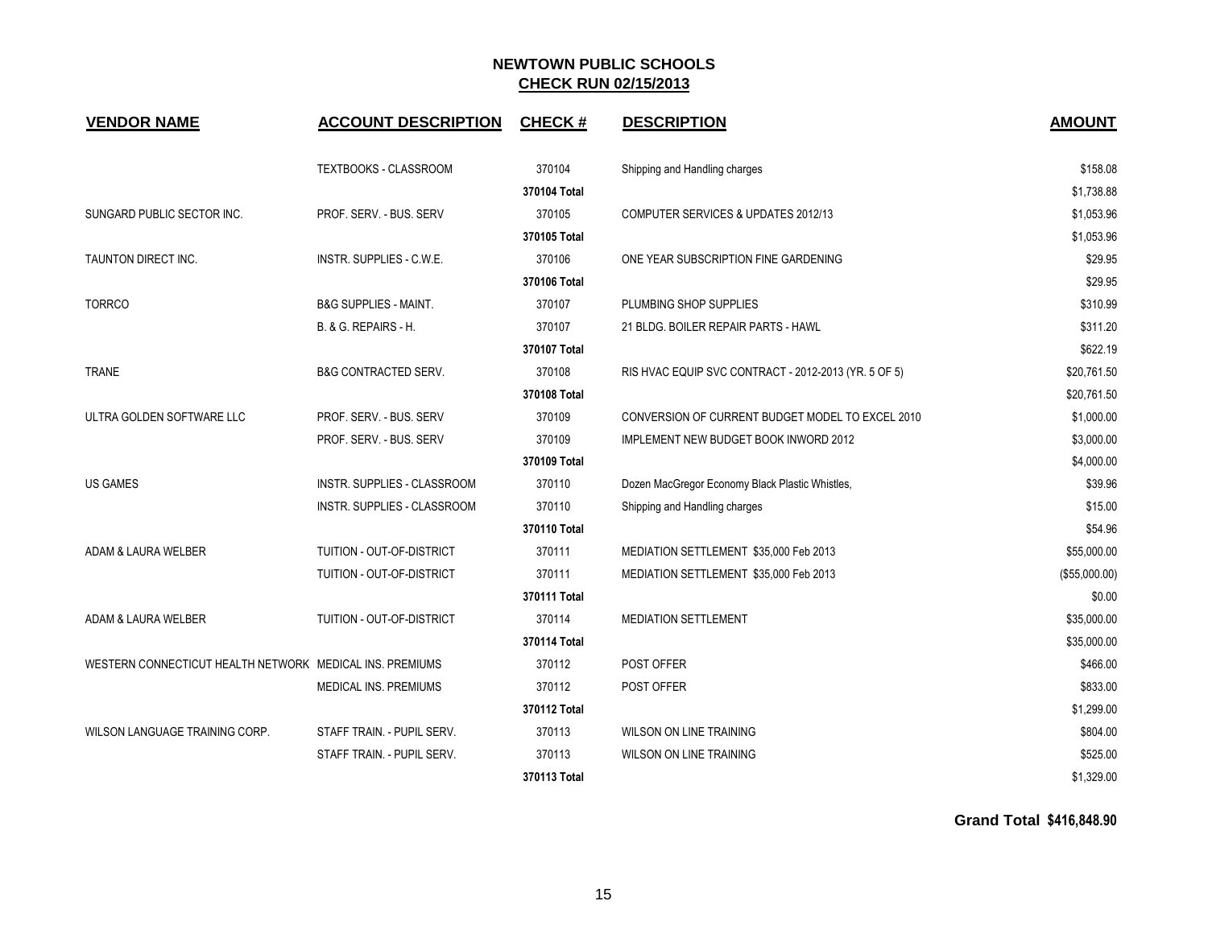## NEWTOWN PUBLIC SCHOOLS
## CHECK RUN 02/15/2013

| VENDOR NAME | ACCOUNT DESCRIPTION | CHECK # | DESCRIPTION | AMOUNT |
|---|---|---|---|---|
| | TEXTBOOKS - CLASSROOM | 370104 | Shipping and Handling charges | $158.08 |
| | | 370104 Total | | $1,738.88 |
| SUNGARD PUBLIC SECTOR INC. | PROF. SERV. - BUS. SERV | 370105 | COMPUTER SERVICES & UPDATES 2012/13 | $1,053.96 |
| | | 370105 Total | | $1,053.96 |
| TAUNTON DIRECT INC. | INSTR. SUPPLIES - C.W.E. | 370106 | ONE YEAR SUBSCRIPTION FINE GARDENING | $29.95 |
| | | 370106 Total | | $29.95 |
| TORRCO | B&G SUPPLIES - MAINT. | 370107 | PLUMBING SHOP SUPPLIES | $310.99 |
| | B. & G. REPAIRS - H. | 370107 | 21 BLDG. BOILER REPAIR PARTS - HAWL | $311.20 |
| | | 370107 Total | | $622.19 |
| TRANE | B&G CONTRACTED SERV. | 370108 | RIS HVAC EQUIP SVC CONTRACT - 2012-2013 (YR. 5 OF 5) | $20,761.50 |
| | | 370108 Total | | $20,761.50 |
| ULTRA GOLDEN SOFTWARE LLC | PROF. SERV. - BUS. SERV | 370109 | CONVERSION OF CURRENT BUDGET MODEL TO EXCEL 2010 | $1,000.00 |
| | PROF. SERV. - BUS. SERV | 370109 | IMPLEMENT NEW BUDGET BOOK INWORD 2012 | $3,000.00 |
| | | 370109 Total | | $4,000.00 |
| US GAMES | INSTR. SUPPLIES - CLASSROOM | 370110 | Dozen MacGregor Economy Black Plastic Whistles, | $39.96 |
| | INSTR. SUPPLIES - CLASSROOM | 370110 | Shipping and Handling charges | $15.00 |
| | | 370110 Total | | $54.96 |
| ADAM & LAURA WELBER | TUITION - OUT-OF-DISTRICT | 370111 | MEDIATION SETTLEMENT $35,000 Feb 2013 | $55,000.00 |
| | TUITION - OUT-OF-DISTRICT | 370111 | MEDIATION SETTLEMENT $35,000 Feb 2013 | ($55,000.00) |
| | | 370111 Total | | $0.00 |
| ADAM & LAURA WELBER | TUITION - OUT-OF-DISTRICT | 370114 | MEDIATION SETTLEMENT | $35,000.00 |
| | | 370114 Total | | $35,000.00 |
| WESTERN CONNECTICUT HEALTH NETWORK | MEDICAL INS. PREMIUMS | 370112 | POST OFFER | $466.00 |
| | MEDICAL INS. PREMIUMS | 370112 | POST OFFER | $833.00 |
| | | 370112 Total | | $1,299.00 |
| WILSON LANGUAGE TRAINING CORP. | STAFF TRAIN. - PUPIL SERV. | 370113 | WILSON ON LINE TRAINING | $804.00 |
| | STAFF TRAIN. - PUPIL SERV. | 370113 | WILSON ON LINE TRAINING | $525.00 |
| | | 370113 Total | | $1,329.00 |

**Grand Total $416,848.90**